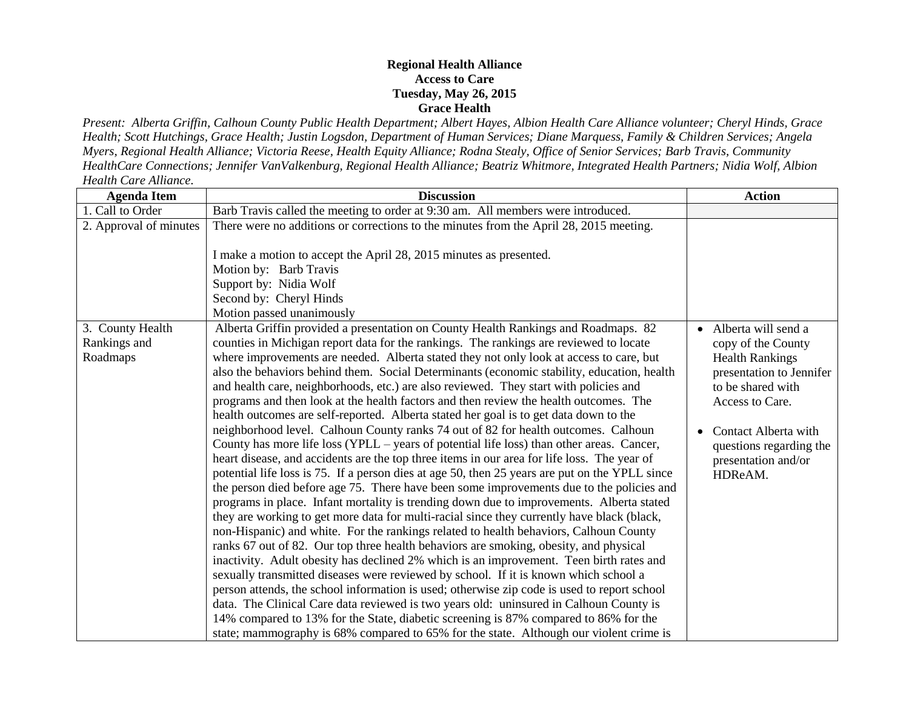**Regional Health Alliance**
**Access to Care**
**Tuesday, May 26, 2015**
**Grace Health**

*Present: Alberta Griffin, Calhoun County Public Health Department; Albert Hayes, Albion Health Care Alliance volunteer; Cheryl Hinds, Grace Health; Scott Hutchings, Grace Health; Justin Logsdon, Department of Human Services; Diane Marquess, Family & Children Services; Angela Myers, Regional Health Alliance; Victoria Reese, Health Equity Alliance; Rodna Stealy, Office of Senior Services; Barb Travis, Community HealthCare Connections; Jennifer VanValkenburg, Regional Health Alliance; Beatriz Whitmore, Integrated Health Partners; Nidia Wolf, Albion Health Care Alliance.*

| Agenda Item | Discussion | Action |
|---|---|---|
| 1. Call to Order | Barb Travis called the meeting to order at 9:30 am. All members were introduced. | |
| 2. Approval of minutes | There were no additions or corrections to the minutes from the April 28, 2015 meeting.<br><br>I make a motion to accept the April 28, 2015 minutes as presented.<br>Motion by: Barb Travis<br>Support by: Nidia Wolf<br>Second by: Cheryl Hinds<br>Motion passed unanimously | |
| 3. County Health Rankings and Roadmaps | Alberta Griffin provided a presentation on County Health Rankings and Roadmaps. 82 counties in Michigan report data for the rankings. The rankings are reviewed to locate where improvements are needed. Alberta stated they not only look at access to care, but also the behaviors behind them. Social Determinants (economic stability, education, health and health care, neighborhoods, etc.) are also reviewed. They start with policies and programs and then look at the health factors and then review the health outcomes. The health outcomes are self-reported. Alberta stated her goal is to get data down to the neighborhood level. Calhoun County ranks 74 out of 82 for health outcomes. Calhoun County has more life loss (YPLL – years of potential life loss) than other areas. Cancer, heart disease, and accidents are the top three items in our area for life loss. The year of potential life loss is 75. If a person dies at age 50, then 25 years are put on the YPLL since the person died before age 75. There have been some improvements due to the policies and programs in place. Infant mortality is trending down due to improvements. Alberta stated they are working to get more data for multi-racial since they currently have black (black, non-Hispanic) and white. For the rankings related to health behaviors, Calhoun County ranks 67 out of 82. Our top three health behaviors are smoking, obesity, and physical inactivity. Adult obesity has declined 2% which is an improvement. Teen birth rates and sexually transmitted diseases were reviewed by school. If it is known which school a person attends, the school information is used; otherwise zip code is used to report school data. The Clinical Care data reviewed is two years old: uninsured in Calhoun County is 14% compared to 13% for the State, diabetic screening is 87% compared to 86% for the state; mammography is 68% compared to 65% for the state. Although our violent crime is | • Alberta will send a copy of the County Health Rankings presentation to Jennifer to be shared with Access to Care.<br><br>• Contact Alberta with questions regarding the presentation and/or HDReAM. |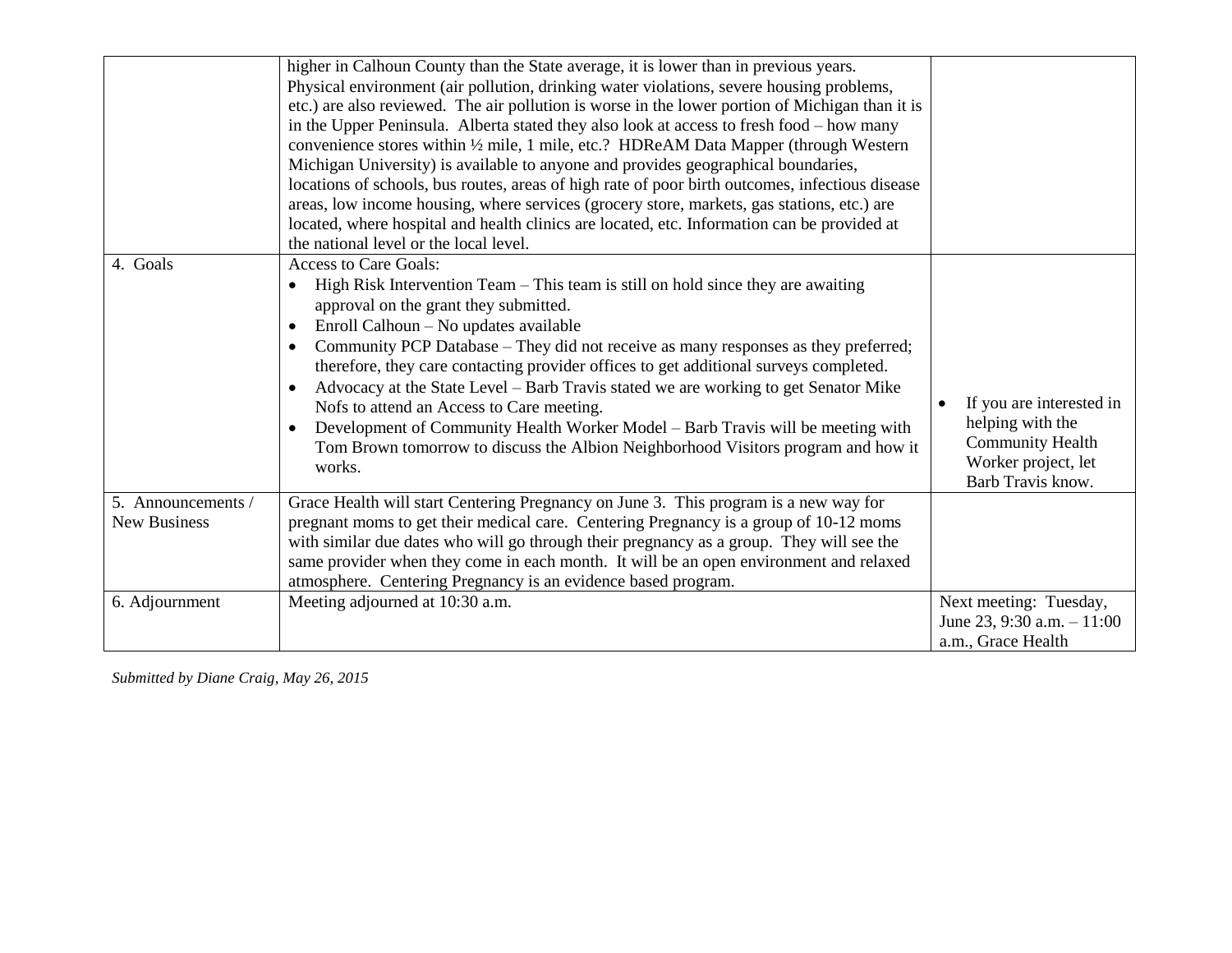| | | |
|---|---|---|
| | higher in Calhoun County than the State average, it is lower than in previous years. Physical environment (air pollution, drinking water violations, severe housing problems, etc.) are also reviewed. The air pollution is worse in the lower portion of Michigan than it is in the Upper Peninsula. Alberta stated they also look at access to fresh food – how many convenience stores within ½ mile, 1 mile, etc.? HDReAM Data Mapper (through Western Michigan University) is available to anyone and provides geographical boundaries, locations of schools, bus routes, areas of high rate of poor birth outcomes, infectious disease areas, low income housing, where services (grocery store, markets, gas stations, etc.) are located, where hospital and health clinics are located, etc. Information can be provided at the national level or the local level. | |
| 4. Goals | Access to Care Goals:<br>• High Risk Intervention Team – This team is still on hold since they are awaiting approval on the grant they submitted.<br>• Enroll Calhoun – No updates available<br>• Community PCP Database – They did not receive as many responses as they preferred; therefore, they care contacting provider offices to get additional surveys completed.<br>• Advocacy at the State Level – Barb Travis stated we are working to get Senator Mike Nofs to attend an Access to Care meeting.<br>• Development of Community Health Worker Model – Barb Travis will be meeting with Tom Brown tomorrow to discuss the Albion Neighborhood Visitors program and how it works. | • If you are interested in helping with the Community Health Worker project, let Barb Travis know. |
| 5. Announcements / New Business | Grace Health will start Centering Pregnancy on June 3. This program is a new way for pregnant moms to get their medical care. Centering Pregnancy is a group of 10-12 moms with similar due dates who will go through their pregnancy as a group. They will see the same provider when they come in each month. It will be an open environment and relaxed atmosphere. Centering Pregnancy is an evidence based program. | |
| 6. Adjournment | Meeting adjourned at 10:30 a.m. | Next meeting: Tuesday, June 23, 9:30 a.m. – 11:00 a.m., Grace Health |

*Submitted by Diane Craig, May 26, 2015*